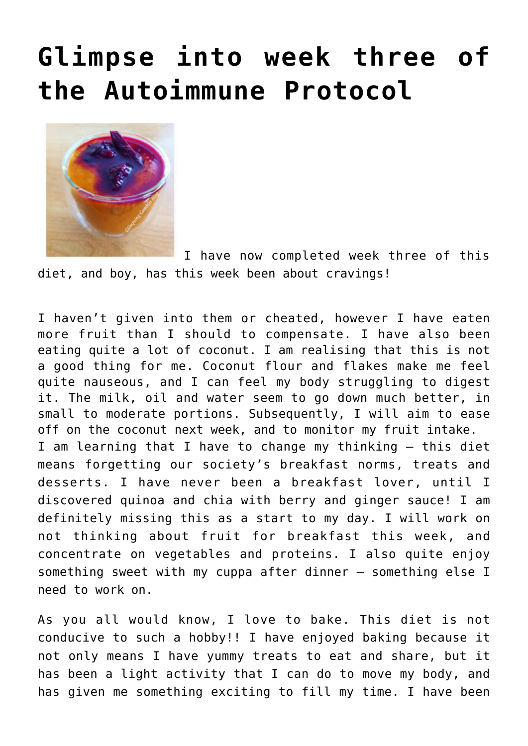# Glimpse into week three of the Autoimmune Protocol

I have now completed week three of this diet, and boy, has this week been about cravings!

I haven't given into them or cheated, however I have eaten more fruit than I should to compensate. I have also been eating quite a lot of coconut. I am realising that this is not a good thing for me. Coconut flour and flakes make me feel quite nauseous, and I can feel my body struggling to digest it. The milk, oil and water seem to go down much better, in small to moderate portions. Subsequently, I will aim to ease off on the coconut next week, and to monitor my fruit intake.
I am learning that I have to change my thinking – this diet means forgetting our society's breakfast norms, treats and desserts. I have never been a breakfast lover, until I discovered quinoa and chia with berry and ginger sauce! I am definitely missing this as a start to my day. I will work on not thinking about fruit for breakfast this week, and concentrate on vegetables and proteins. I also quite enjoy something sweet with my cuppa after dinner – something else I need to work on.

As you all would know, I love to bake. This diet is not conducive to such a hobby!! I have enjoyed baking because it not only means I have yummy treats to eat and share, but it has been a light activity that I can do to move my body, and has given me something exciting to fill my time. I have been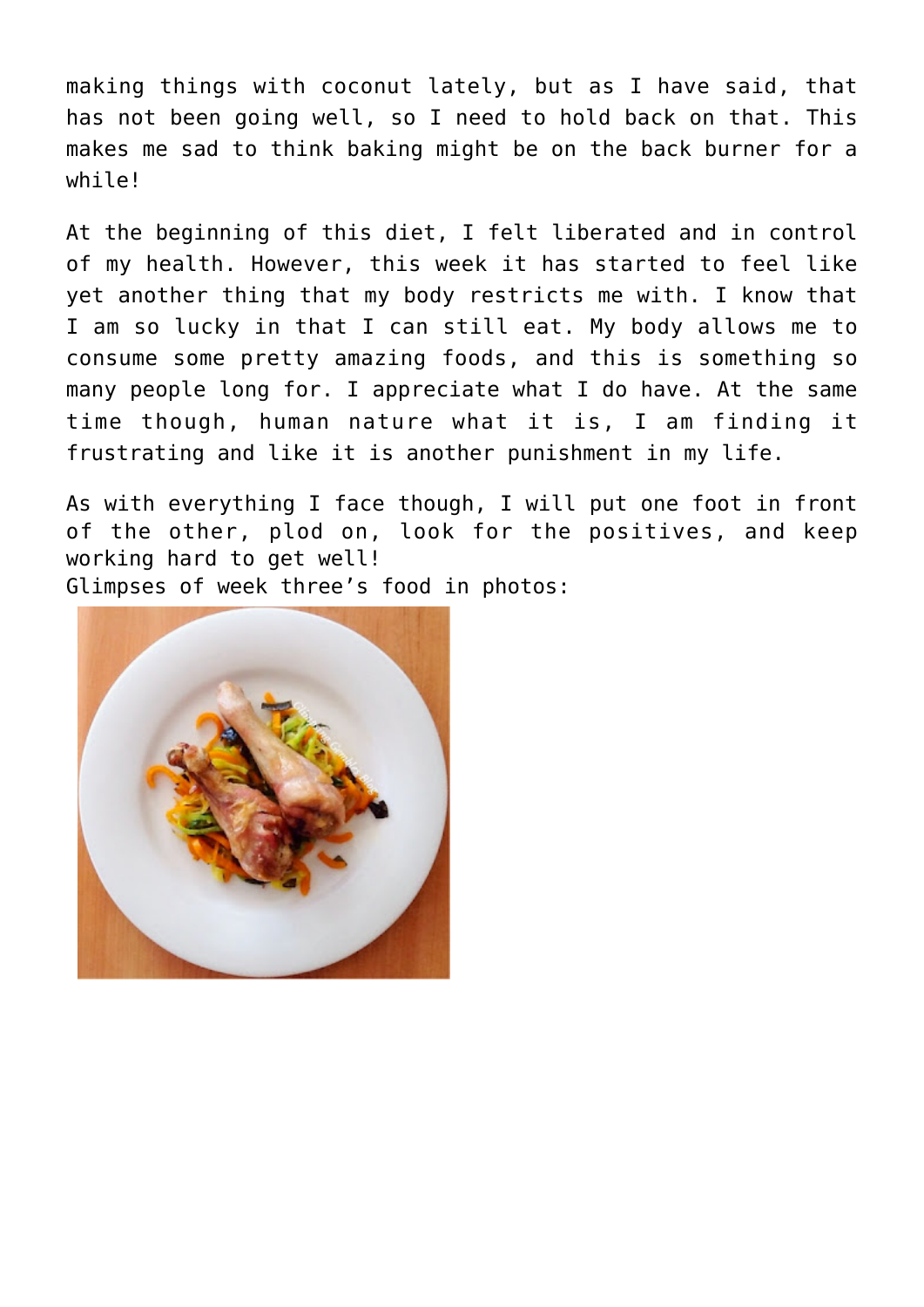making things with coconut lately, but as I have said, that has not been going well, so I need to hold back on that. This makes me sad to think baking might be on the back burner for a while!

At the beginning of this diet, I felt liberated and in control of my health. However, this week it has started to feel like yet another thing that my body restricts me with. I know that I am so lucky in that I can still eat. My body allows me to consume some pretty amazing foods, and this is something so many people long for. I appreciate what I do have. At the same time though, human nature what it is, I am finding it frustrating and like it is another punishment in my life.

As with everything I face though, I will put one foot in front of the other, plod on, look for the positives, and keep working hard to get well!

Glimpses of week three's food in photos: